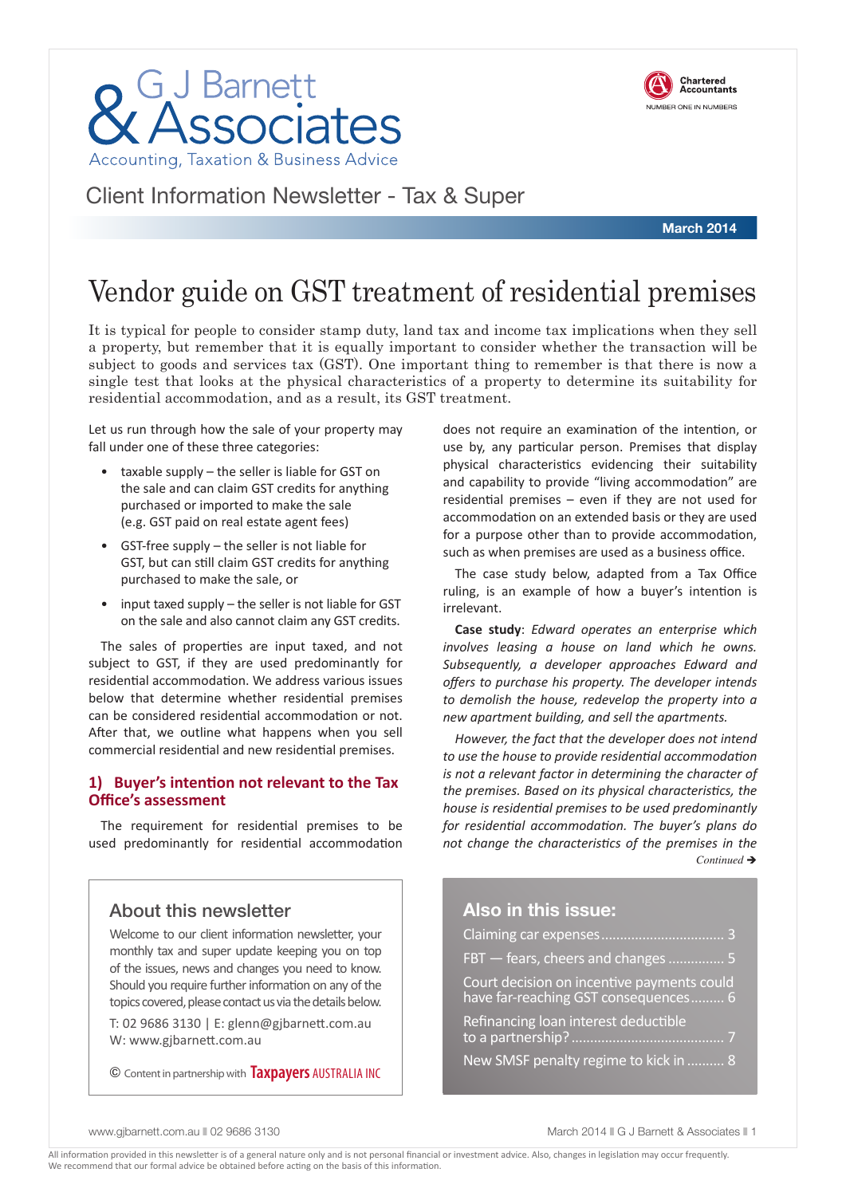# G J Barnett & Associates

Accounting, Taxation & Business Advice

Chartered Accountants
NUMBER ONE IN NUMBERS

Client Information Newsletter - Tax & Super

**March 2014**

# Vendor guide on GST treatment of residential premises

It is typical for people to consider stamp duty, land tax and income tax implications when they sell a property, but remember that it is equally important to consider whether the transaction will be subject to goods and services tax (GST). One important thing to remember is that there is now a single test that looks at the physical characteristics of a property to determine its suitability for residential accommodation, and as a result, its GST treatment.

Let us run through how the sale of your property may fall under one of these three categories:

- taxable supply – the seller is liable for GST on the sale and can claim GST credits for anything purchased or imported to make the sale (e.g. GST paid on real estate agent fees)
- GST-free supply – the seller is not liable for GST, but can still claim GST credits for anything purchased to make the sale, or
- input taxed supply – the seller is not liable for GST on the sale and also cannot claim any GST credits.

The sales of properties are input taxed, and not subject to GST, if they are used predominantly for residential accommodation. We address various issues below that determine whether residential premises can be considered residential accommodation or not. After that, we outline what happens when you sell commercial residential and new residential premises.

## 1) Buyer's intention not relevant to the Tax Office's assessment

The requirement for residential premises to be used predominantly for residential accommodation does not require an examination of the intention, or use by, any particular person. Premises that display physical characteristics evidencing their suitability and capability to provide "living accommodation" are residential premises – even if they are not used for accommodation on an extended basis or they are used for a purpose other than to provide accommodation, such as when premises are used as a business office.

The case study below, adapted from a Tax Office ruling, is an example of how a buyer's intention is irrelevant.

**Case study**: *Edward operates an enterprise which involves leasing a house on land which he owns. Subsequently, a developer approaches Edward and offers to purchase his property. The developer intends to demolish the house, redevelop the property into a new apartment building, and sell the apartments.*

*However, the fact that the developer does not intend to use the house to provide residential accommodation is not a relevant factor in determining the character of the premises. Based on its physical characteristics, the house is residential premises to be used predominantly for residential accommodation. The buyer's plans do not change the characteristics of the premises in the*

*Continued* ➔

## About this newsletter

Welcome to our client information newsletter, your monthly tax and super update keeping you on top of the issues, news and changes you need to know. Should you require further information on any of the topics covered, please contact us via the details below.

T: 02 9686 3130 | E: glenn@gjbarnett.com.au
W: www.gjbarnett.com.au

© Content in partnership with Taxpayers AUSTRALIA INC

## Also in this issue:

- Claiming car expenses ........ 3
- FBT — fears, cheers and changes ........ 5
- Court decision on incentive payments could have far-reaching GST consequences ........ 6
- Refinancing loan interest deductible to a partnership? ........ 7
- New SMSF penalty regime to kick in ........ 8

All information provided in this newsletter is of a general nature only and is not personal financial or investment advice. Also, changes in legislation may occur frequently. We recommend that our formal advice be obtained before acting on the basis of this information.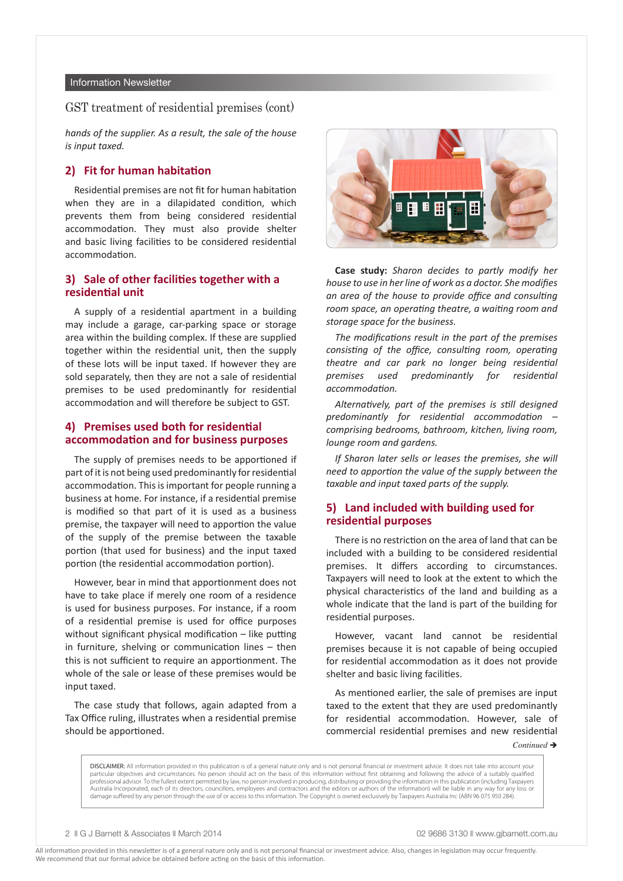## GST treatment of residential premises (cont)

*hands of the supplier. As a result, the sale of the house is input taxed.*

### 2) Fit for human habitation

Residential premises are not fit for human habitation when they are in a dilapidated condition, which prevents them from being considered residential accommodation. They must also provide shelter and basic living facilities to be considered residential accommodation.

### 3) Sale of other facilities together with a residential unit

A supply of a residential apartment in a building may include a garage, car-parking space or storage area within the building complex. If these are supplied together within the residential unit, then the supply of these lots will be input taxed. If however they are sold separately, then they are not a sale of residential premises to be used predominantly for residential accommodation and will therefore be subject to GST.

### 4) Premises used both for residential accommodation and for business purposes

The supply of premises needs to be apportioned if part of it is not being used predominantly for residential accommodation. This is important for people running a business at home. For instance, if a residential premise is modified so that part of it is used as a business premise, the taxpayer will need to apportion the value of the supply of the premise between the taxable portion (that used for business) and the input taxed portion (the residential accommodation portion).

However, bear in mind that apportionment does not have to take place if merely one room of a residence is used for business purposes. For instance, if a room of a residential premise is used for office purposes without significant physical modification – like putting in furniture, shelving or communication lines – then this is not sufficient to require an apportionment. The whole of the sale or lease of these premises would be input taxed.

The case study that follows, again adapted from a Tax Office ruling, illustrates when a residential premise should be apportioned.

**Case study:** *Sharon decides to partly modify her house to use in her line of work as a doctor. She modifies an area of the house to provide office and consulting room space, an operating theatre, a waiting room and storage space for the business.*

*The modifications result in the part of the premises consisting of the office, consulting room, operating theatre and car park no longer being residential premises used predominantly for residential accommodation.*

*Alternatively, part of the premises is still designed predominantly for residential accommodation – comprising bedrooms, bathroom, kitchen, living room, lounge room and gardens.*

*If Sharon later sells or leases the premises, she will need to apportion the value of the supply between the taxable and input taxed parts of the supply.*

### 5) Land included with building used for residential purposes

There is no restriction on the area of land that can be included with a building to be considered residential premises. It differs according to circumstances. Taxpayers will need to look at the extent to which the physical characteristics of the land and building as a whole indicate that the land is part of the building for residential purposes.

However, vacant land cannot be residential premises because it is not capable of being occupied for residential accommodation as it does not provide shelter and basic living facilities.

As mentioned earlier, the sale of premises are input taxed to the extent that they are used predominantly for residential accommodation. However, sale of commercial residential premises and new residential

*Continued ➔*

DISCLAIMER: All information provided in this publication is of a general nature only and is not personal financial or investment advice. It does not take into account your particular objectives and circumstances. No person should act on the basis of this information without first obtaining and following the advice of a suitably qualified professional advisor. To the fullest extent permitted by law, no person involved in producing, distributing or providing the information in this publication (including Taxpayers Australia Incorporated, each of its directors, councillors, employees and contractors and the editors or authors of the information) will be liable in any way for any loss or damage suffered by any person through the use of or access to this information. The Copyright is owned exclusively by Taxpayers Australia Inc (ABN 96 075 950 284).

All information provided in this newsletter is of a general nature only and is not personal financial or investment advice. Also, changes in legislation may occur frequently. We recommend that our formal advice be obtained before acting on the basis of this information.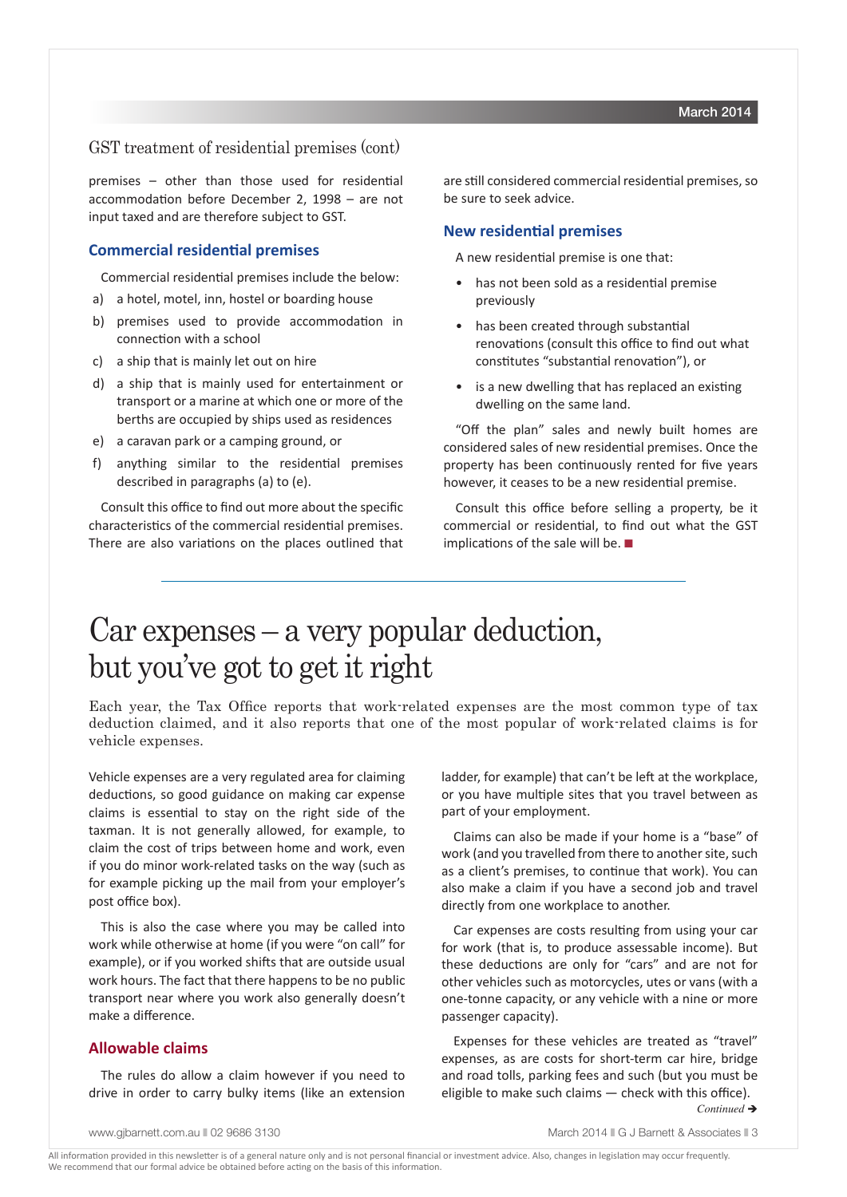## GST treatment of residential premises (cont)

premises – other than those used for residential accommodation before December 2, 1998 – are not input taxed and are therefore subject to GST.

### Commercial residential premises

Commercial residential premises include the below:

a) a hotel, motel, inn, hostel or boarding house
b) premises used to provide accommodation in connection with a school
c) a ship that is mainly let out on hire
d) a ship that is mainly used for entertainment or transport or a marine at which one or more of the berths are occupied by ships used as residences
e) a caravan park or a camping ground, or
f) anything similar to the residential premises described in paragraphs (a) to (e).

Consult this office to find out more about the specific characteristics of the commercial residential premises. There are also variations on the places outlined that are still considered commercial residential premises, so be sure to seek advice.

### New residential premises

A new residential premise is one that:

- has not been sold as a residential premise previously
- has been created through substantial renovations (consult this office to find out what constitutes "substantial renovation"), or
- is a new dwelling that has replaced an existing dwelling on the same land.

"Off the plan" sales and newly built homes are considered sales of new residential premises. Once the property has been continuously rented for five years however, it ceases to be a new residential premise.

Consult this office before selling a property, be it commercial or residential, to find out what the GST implications of the sale will be. ■

# Car expenses – a very popular deduction, but you've got to get it right

Each year, the Tax Office reports that work-related expenses are the most common type of tax deduction claimed, and it also reports that one of the most popular of work-related claims is for vehicle expenses.

Vehicle expenses are a very regulated area for claiming deductions, so good guidance on making car expense claims is essential to stay on the right side of the taxman. It is not generally allowed, for example, to claim the cost of trips between home and work, even if you do minor work-related tasks on the way (such as for example picking up the mail from your employer's post office box).

This is also the case where you may be called into work while otherwise at home (if you were "on call" for example), or if you worked shifts that are outside usual work hours. The fact that there happens to be no public transport near where you work also generally doesn't make a difference.

### Allowable claims

The rules do allow a claim however if you need to drive in order to carry bulky items (like an extension ladder, for example) that can't be left at the workplace, or you have multiple sites that you travel between as part of your employment.

Claims can also be made if your home is a "base" of work (and you travelled from there to another site, such as a client's premises, to continue that work). You can also make a claim if you have a second job and travel directly from one workplace to another.

Car expenses are costs resulting from using your car for work (that is, to produce assessable income). But these deductions are only for "cars" and are not for other vehicles such as motorcycles, utes or vans (with a one-tonne capacity, or any vehicle with a nine or more passenger capacity).

Expenses for these vehicles are treated as "travel" expenses, as are costs for short-term car hire, bridge and road tolls, parking fees and such (but you must be eligible to make such claims — check with this office).

*Continued ➔*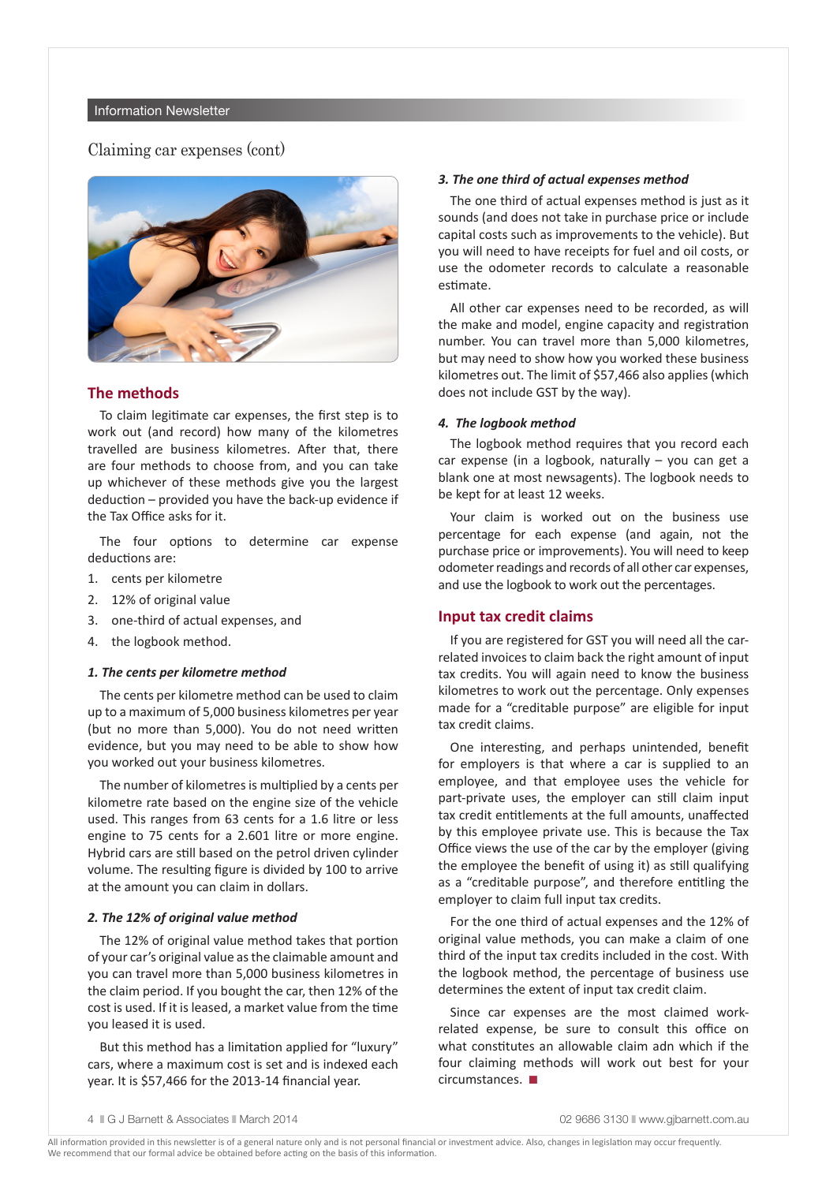## Claiming car expenses (cont)

### The methods

To claim legitimate car expenses, the first step is to work out (and record) how many of the kilometres travelled are business kilometres. After that, there are four methods to choose from, and you can take up whichever of these methods give you the largest deduction – provided you have the back-up evidence if the Tax Office asks for it.

The four options to determine car expense deductions are:

1. cents per kilometre
2. 12% of original value
3. one-third of actual expenses, and
4. the logbook method.

#### *1. The cents per kilometre method*

The cents per kilometre method can be used to claim up to a maximum of 5,000 business kilometres per year (but no more than 5,000). You do not need written evidence, but you may need to be able to show how you worked out your business kilometres.

The number of kilometres is multiplied by a cents per kilometre rate based on the engine size of the vehicle used. This ranges from 63 cents for a 1.6 litre or less engine to 75 cents for a 2.601 litre or more engine. Hybrid cars are still based on the petrol driven cylinder volume. The resulting figure is divided by 100 to arrive at the amount you can claim in dollars.

#### *2. The 12% of original value method*

The 12% of original value method takes that portion of your car's original value as the claimable amount and you can travel more than 5,000 business kilometres in the claim period. If you bought the car, then 12% of the cost is used. If it is leased, a market value from the time you leased it is used.

But this method has a limitation applied for "luxury" cars, where a maximum cost is set and is indexed each year. It is $57,466 for the 2013-14 financial year.

#### *3. The one third of actual expenses method*

The one third of actual expenses method is just as it sounds (and does not take in purchase price or include capital costs such as improvements to the vehicle). But you will need to have receipts for fuel and oil costs, or use the odometer records to calculate a reasonable estimate.

All other car expenses need to be recorded, as will the make and model, engine capacity and registration number. You can travel more than 5,000 kilometres, but may need to show how you worked these business kilometres out. The limit of $57,466 also applies (which does not include GST by the way).

#### *4. The logbook method*

The logbook method requires that you record each car expense (in a logbook, naturally – you can get a blank one at most newsagents). The logbook needs to be kept for at least 12 weeks.

Your claim is worked out on the business use percentage for each expense (and again, not the purchase price or improvements). You will need to keep odometer readings and records of all other car expenses, and use the logbook to work out the percentages.

### Input tax credit claims

If you are registered for GST you will need all the car-related invoices to claim back the right amount of input tax credits. You will again need to know the business kilometres to work out the percentage. Only expenses made for a "creditable purpose" are eligible for input tax credit claims.

One interesting, and perhaps unintended, benefit for employers is that where a car is supplied to an employee, and that employee uses the vehicle for part-private uses, the employer can still claim input tax credit entitlements at the full amounts, unaffected by this employee private use. This is because the Tax Office views the use of the car by the employer (giving the employee the benefit of using it) as still qualifying as a "creditable purpose", and therefore entitling the employer to claim full input tax credits.

For the one third of actual expenses and the 12% of original value methods, you can make a claim of one third of the input tax credits included in the cost. With the logbook method, the percentage of business use determines the extent of input tax credit claim.

Since car expenses are the most claimed work-related expense, be sure to consult this office on what constitutes an allowable claim adn which if the four claiming methods will work out best for your circumstances. ■

All information provided in this newsletter is of a general nature only and is not personal financial or investment advice. Also, changes in legislation may occur frequently. We recommend that our formal advice be obtained before acting on the basis of this information.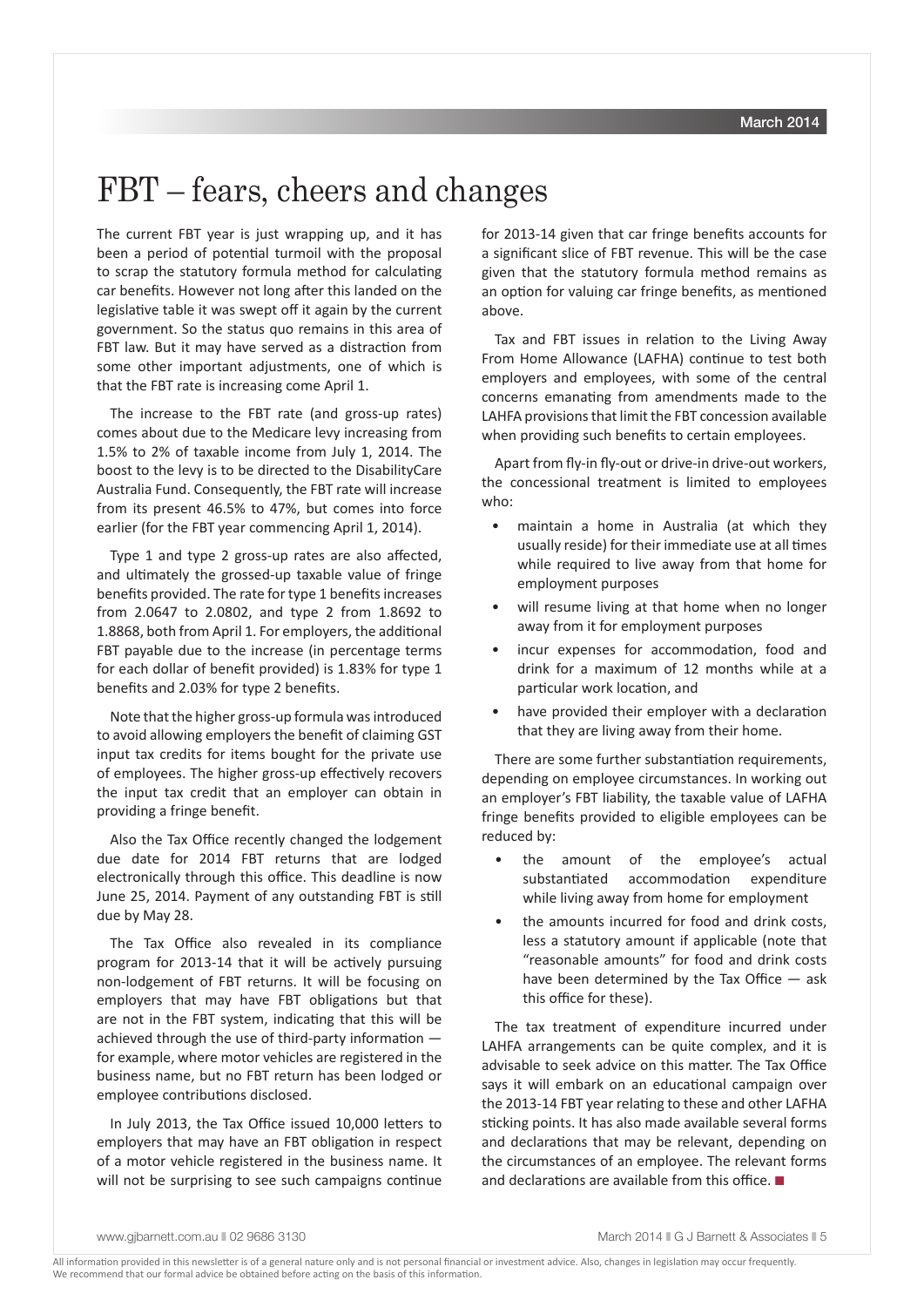# FBT – fears, cheers and changes

The current FBT year is just wrapping up, and it has been a period of potential turmoil with the proposal to scrap the statutory formula method for calculating car benefits. However not long after this landed on the legislative table it was swept off it again by the current government. So the status quo remains in this area of FBT law. But it may have served as a distraction from some other important adjustments, one of which is that the FBT rate is increasing come April 1.

The increase to the FBT rate (and gross-up rates) comes about due to the Medicare levy increasing from 1.5% to 2% of taxable income from July 1, 2014. The boost to the levy is to be directed to the DisabilityCare Australia Fund. Consequently, the FBT rate will increase from its present 46.5% to 47%, but comes into force earlier (for the FBT year commencing April 1, 2014).

Type 1 and type 2 gross-up rates are also affected, and ultimately the grossed-up taxable value of fringe benefits provided. The rate for type 1 benefits increases from 2.0647 to 2.0802, and type 2 from 1.8692 to 1.8868, both from April 1. For employers, the additional FBT payable due to the increase (in percentage terms for each dollar of benefit provided) is 1.83% for type 1 benefits and 2.03% for type 2 benefits.

Note that the higher gross-up formula was introduced to avoid allowing employers the benefit of claiming GST input tax credits for items bought for the private use of employees. The higher gross-up effectively recovers the input tax credit that an employer can obtain in providing a fringe benefit.

Also the Tax Office recently changed the lodgement due date for 2014 FBT returns that are lodged electronically through this office. This deadline is now June 25, 2014. Payment of any outstanding FBT is still due by May 28.

The Tax Office also revealed in its compliance program for 2013-14 that it will be actively pursuing non-lodgement of FBT returns. It will be focusing on employers that may have FBT obligations but that are not in the FBT system, indicating that this will be achieved through the use of third-party information — for example, where motor vehicles are registered in the business name, but no FBT return has been lodged or employee contributions disclosed.

In July 2013, the Tax Office issued 10,000 letters to employers that may have an FBT obligation in respect of a motor vehicle registered in the business name. It will not be surprising to see such campaigns continue for 2013-14 given that car fringe benefits accounts for a significant slice of FBT revenue. This will be the case given that the statutory formula method remains as an option for valuing car fringe benefits, as mentioned above.

Tax and FBT issues in relation to the Living Away From Home Allowance (LAFHA) continue to test both employers and employees, with some of the central concerns emanating from amendments made to the LAHFA provisions that limit the FBT concession available when providing such benefits to certain employees.

Apart from fly-in fly-out or drive-in drive-out workers, the concessional treatment is limited to employees who:

- maintain a home in Australia (at which they usually reside) for their immediate use at all times while required to live away from that home for employment purposes
- will resume living at that home when no longer away from it for employment purposes
- incur expenses for accommodation, food and drink for a maximum of 12 months while at a particular work location, and
- have provided their employer with a declaration that they are living away from their home.

There are some further substantiation requirements, depending on employee circumstances. In working out an employer's FBT liability, the taxable value of LAFHA fringe benefits provided to eligible employees can be reduced by:

- the amount of the employee's actual substantiated accommodation expenditure while living away from home for employment
- the amounts incurred for food and drink costs, less a statutory amount if applicable (note that "reasonable amounts" for food and drink costs have been determined by the Tax Office — ask this office for these).

The tax treatment of expenditure incurred under LAHFA arrangements can be quite complex, and it is advisable to seek advice on this matter. The Tax Office says it will embark on an educational campaign over the 2013-14 FBT year relating to these and other LAFHA sticking points. It has also made available several forms and declarations that may be relevant, depending on the circumstances of an employee. The relevant forms and declarations are available from this office. ■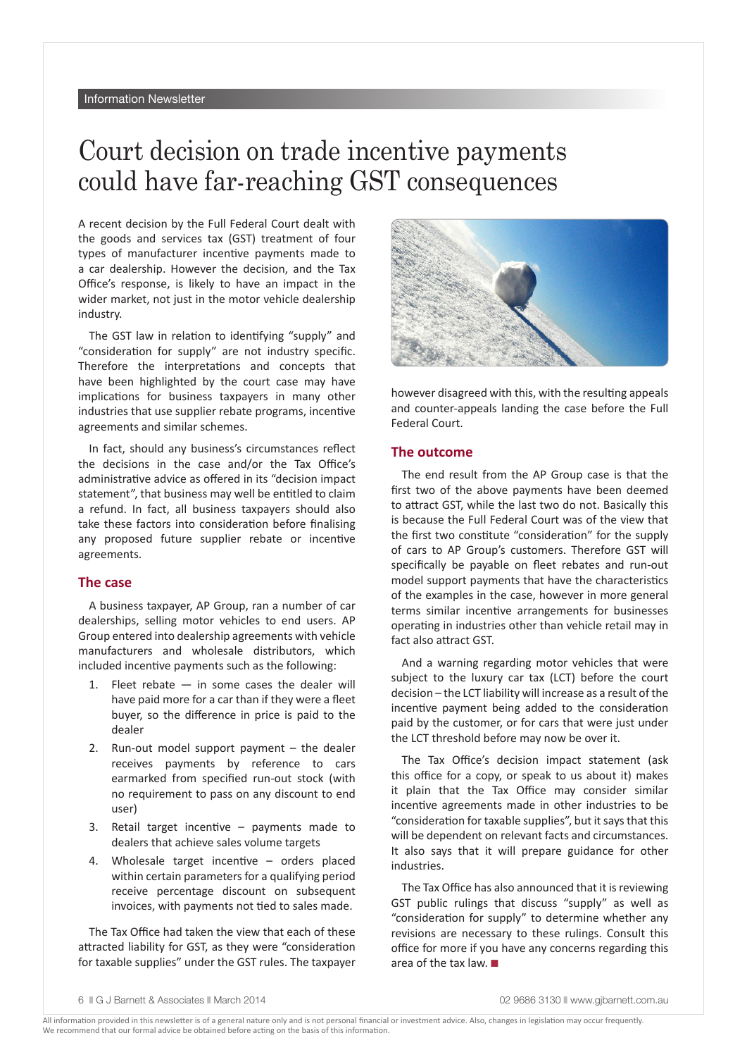# Court decision on trade incentive payments could have far-reaching GST consequences

A recent decision by the Full Federal Court dealt with the goods and services tax (GST) treatment of four types of manufacturer incentive payments made to a car dealership. However the decision, and the Tax Office's response, is likely to have an impact in the wider market, not just in the motor vehicle dealership industry.

The GST law in relation to identifying "supply" and "consideration for supply" are not industry specific. Therefore the interpretations and concepts that have been highlighted by the court case may have implications for business taxpayers in many other industries that use supplier rebate programs, incentive agreements and similar schemes.

In fact, should any business's circumstances reflect the decisions in the case and/or the Tax Office's administrative advice as offered in its "decision impact statement", that business may well be entitled to claim a refund. In fact, all business taxpayers should also take these factors into consideration before finalising any proposed future supplier rebate or incentive agreements.

## The case

A business taxpayer, AP Group, ran a number of car dealerships, selling motor vehicles to end users. AP Group entered into dealership agreements with vehicle manufacturers and wholesale distributors, which included incentive payments such as the following:

1. Fleet rebate — in some cases the dealer will have paid more for a car than if they were a fleet buyer, so the difference in price is paid to the dealer
2. Run-out model support payment – the dealer receives payments by reference to cars earmarked from specified run-out stock (with no requirement to pass on any discount to end user)
3. Retail target incentive – payments made to dealers that achieve sales volume targets
4. Wholesale target incentive – orders placed within certain parameters for a qualifying period receive percentage discount on subsequent invoices, with payments not tied to sales made.

The Tax Office had taken the view that each of these attracted liability for GST, as they were "consideration for taxable supplies" under the GST rules. The taxpayer however disagreed with this, with the resulting appeals and counter-appeals landing the case before the Full Federal Court.

## The outcome

The end result from the AP Group case is that the first two of the above payments have been deemed to attract GST, while the last two do not. Basically this is because the Full Federal Court was of the view that the first two constitute "consideration" for the supply of cars to AP Group's customers. Therefore GST will specifically be payable on fleet rebates and run-out model support payments that have the characteristics of the examples in the case, however in more general terms similar incentive arrangements for businesses operating in industries other than vehicle retail may in fact also attract GST.

And a warning regarding motor vehicles that were subject to the luxury car tax (LCT) before the court decision – the LCT liability will increase as a result of the incentive payment being added to the consideration paid by the customer, or for cars that were just under the LCT threshold before may now be over it.

The Tax Office's decision impact statement (ask this office for a copy, or speak to us about it) makes it plain that the Tax Office may consider similar incentive agreements made in other industries to be "consideration for taxable supplies", but it says that this will be dependent on relevant facts and circumstances. It also says that it will prepare guidance for other industries.

The Tax Office has also announced that it is reviewing GST public rulings that discuss "supply" as well as "consideration for supply" to determine whether any revisions are necessary to these rulings. Consult this office for more if you have any concerns regarding this area of the tax law. ■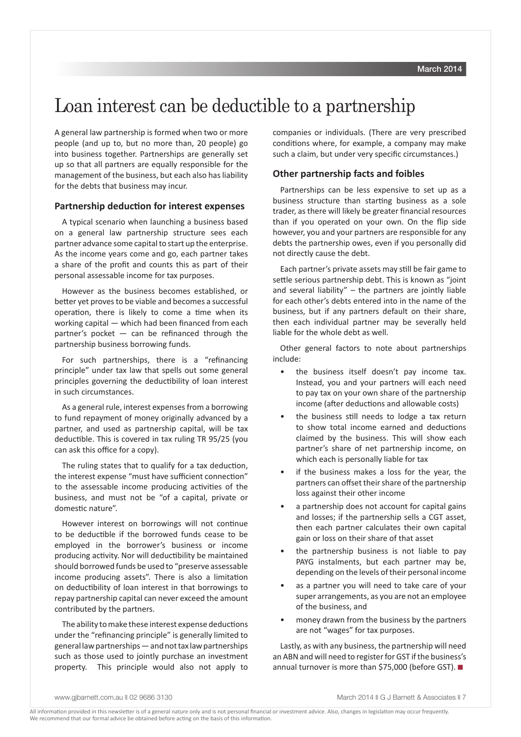# Loan interest can be deductible to a partnership

A general law partnership is formed when two or more people (and up to, but no more than, 20 people) go into business together. Partnerships are generally set up so that all partners are equally responsible for the management of the business, but each also has liability for the debts that business may incur.

## Partnership deduction for interest expenses

A typical scenario when launching a business based on a general law partnership structure sees each partner advance some capital to start up the enterprise. As the income years come and go, each partner takes a share of the profit and counts this as part of their personal assessable income for tax purposes.

However as the business becomes established, or better yet proves to be viable and becomes a successful operation, there is likely to come a time when its working capital — which had been financed from each partner's pocket — can be refinanced through the partnership business borrowing funds.

For such partnerships, there is a "refinancing principle" under tax law that spells out some general principles governing the deductibility of loan interest in such circumstances.

As a general rule, interest expenses from a borrowing to fund repayment of money originally advanced by a partner, and used as partnership capital, will be tax deductible. This is covered in tax ruling TR 95/25 (you can ask this office for a copy).

The ruling states that to qualify for a tax deduction, the interest expense "must have sufficient connection" to the assessable income producing activities of the business, and must not be "of a capital, private or domestic nature".

However interest on borrowings will not continue to be deductible if the borrowed funds cease to be employed in the borrower's business or income producing activity. Nor will deductibility be maintained should borrowed funds be used to "preserve assessable income producing assets". There is also a limitation on deductibility of loan interest in that borrowings to repay partnership capital can never exceed the amount contributed by the partners.

The ability to make these interest expense deductions under the "refinancing principle" is generally limited to general law partnerships — and not tax law partnerships such as those used to jointly purchase an investment property. This principle would also not apply to companies or individuals. (There are very prescribed conditions where, for example, a company may make such a claim, but under very specific circumstances.)

## Other partnership facts and foibles

Partnerships can be less expensive to set up as a business structure than starting business as a sole trader, as there will likely be greater financial resources than if you operated on your own. On the flip side however, you and your partners are responsible for any debts the partnership owes, even if you personally did not directly cause the debt.

Each partner's private assets may still be fair game to settle serious partnership debt. This is known as "joint and several liability" – the partners are jointly liable for each other's debts entered into in the name of the business, but if any partners default on their share, then each individual partner may be severally held liable for the whole debt as well.

Other general factors to note about partnerships include:

- the business itself doesn't pay income tax. Instead, you and your partners will each need to pay tax on your own share of the partnership income (after deductions and allowable costs)
- the business still needs to lodge a tax return to show total income earned and deductions claimed by the business. This will show each partner's share of net partnership income, on which each is personally liable for tax
- if the business makes a loss for the year, the partners can offset their share of the partnership loss against their other income
- a partnership does not account for capital gains and losses; if the partnership sells a CGT asset, then each partner calculates their own capital gain or loss on their share of that asset
- the partnership business is not liable to pay PAYG instalments, but each partner may be, depending on the levels of their personal income
- as a partner you will need to take care of your super arrangements, as you are not an employee of the business, and
- money drawn from the business by the partners are not "wages" for tax purposes.

Lastly, as with any business, the partnership will need an ABN and will need to register for GST if the business's annual turnover is more than $75,000 (before GST). ■

All information provided in this newsletter is of a general nature only and is not personal financial or investment advice. Also, changes in legislation may occur frequently. We recommend that our formal advice be obtained before acting on the basis of this information.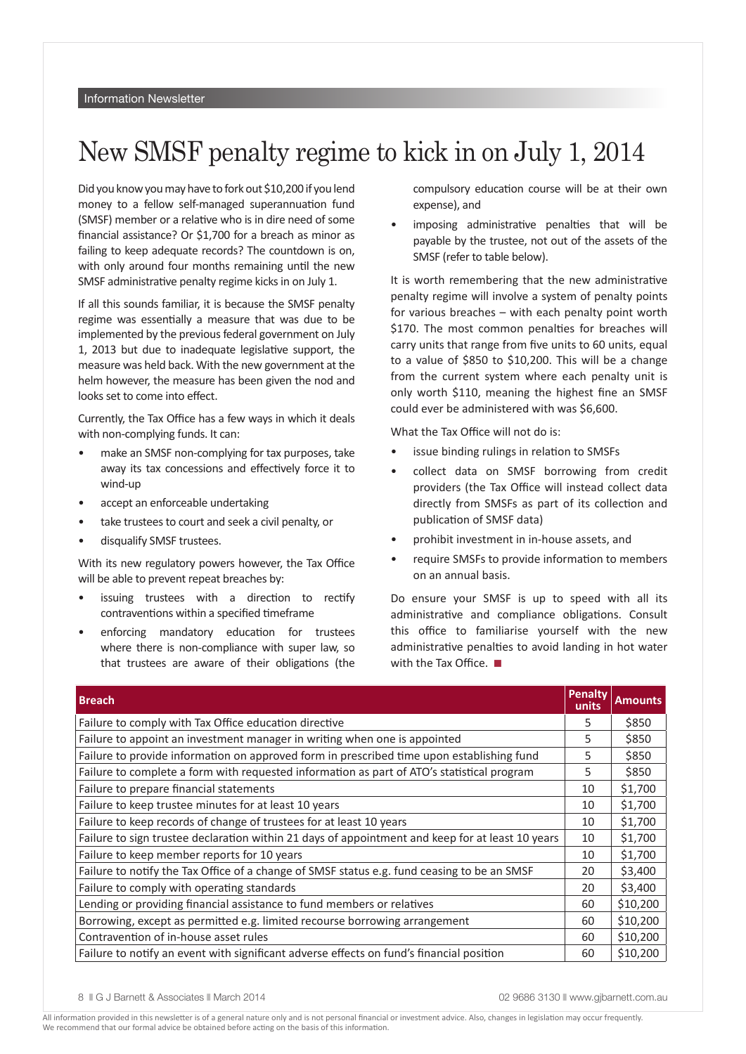Information Newsletter

# New SMSF penalty regime to kick in on July 1, 2014

Did you know you may have to fork out $10,200 if you lend money to a fellow self-managed superannuation fund (SMSF) member or a relative who is in dire need of some financial assistance? Or $1,700 for a breach as minor as failing to keep adequate records? The countdown is on, with only around four months remaining until the new SMSF administrative penalty regime kicks in on July 1.

If all this sounds familiar, it is because the SMSF penalty regime was essentially a measure that was due to be implemented by the previous federal government on July 1, 2013 but due to inadequate legislative support, the measure was held back. With the new government at the helm however, the measure has been given the nod and looks set to come into effect.

Currently, the Tax Office has a few ways in which it deals with non-complying funds. It can:

- make an SMSF non-complying for tax purposes, take away its tax concessions and effectively force it to wind-up
- accept an enforceable undertaking
- take trustees to court and seek a civil penalty, or
- disqualify SMSF trustees.

With its new regulatory powers however, the Tax Office will be able to prevent repeat breaches by:

- issuing trustees with a direction to rectify contraventions within a specified timeframe
- enforcing mandatory education for trustees where there is non-compliance with super law, so that trustees are aware of their obligations (the compulsory education course will be at their own expense), and
- imposing administrative penalties that will be payable by the trustee, not out of the assets of the SMSF (refer to table below).

It is worth remembering that the new administrative penalty regime will involve a system of penalty points for various breaches – with each penalty point worth $170. The most common penalties for breaches will carry units that range from five units to 60 units, equal to a value of $850 to $10,200. This will be a change from the current system where each penalty unit is only worth $110, meaning the highest fine an SMSF could ever be administered with was $6,600.

What the Tax Office will not do is:

- issue binding rulings in relation to SMSFs
- collect data on SMSF borrowing from credit providers (the Tax Office will instead collect data directly from SMSFs as part of its collection and publication of SMSF data)
- prohibit investment in in-house assets, and
- require SMSFs to provide information to members on an annual basis.

Do ensure your SMSF is up to speed with all its administrative and compliance obligations. Consult this office to familiarise yourself with the new administrative penalties to avoid landing in hot water with the Tax Office. ■

| Breach | Penalty units | Amounts |
|---|---|---|
| Failure to comply with Tax Office education directive | 5 | $850 |
| Failure to appoint an investment manager in writing when one is appointed | 5 | $850 |
| Failure to provide information on approved form in prescribed time upon establishing fund | 5 | $850 |
| Failure to complete a form with requested information as part of ATO's statistical program | 5 | $850 |
| Failure to prepare financial statements | 10 | $1,700 |
| Failure to keep trustee minutes for at least 10 years | 10 | $1,700 |
| Failure to keep records of change of trustees for at least 10 years | 10 | $1,700 |
| Failure to sign trustee declaration within 21 days of appointment and keep for at least 10 years | 10 | $1,700 |
| Failure to keep member reports for 10 years | 10 | $1,700 |
| Failure to notify the Tax Office of a change of SMSF status e.g. fund ceasing to be an SMSF | 20 | $3,400 |
| Failure to comply with operating standards | 20 | $3,400 |
| Lending or providing financial assistance to fund members or relatives | 60 | $10,200 |
| Borrowing, except as permitted e.g. limited recourse borrowing arrangement | 60 | $10,200 |
| Contravention of in-house asset rules | 60 | $10,200 |
| Failure to notify an event with significant adverse effects on fund's financial position | 60 | $10,200 |

All information provided in this newsletter is of a general nature only and is not personal financial or investment advice. Also, changes in legislation may occur frequently. We recommend that our formal advice be obtained before acting on the basis of this information.